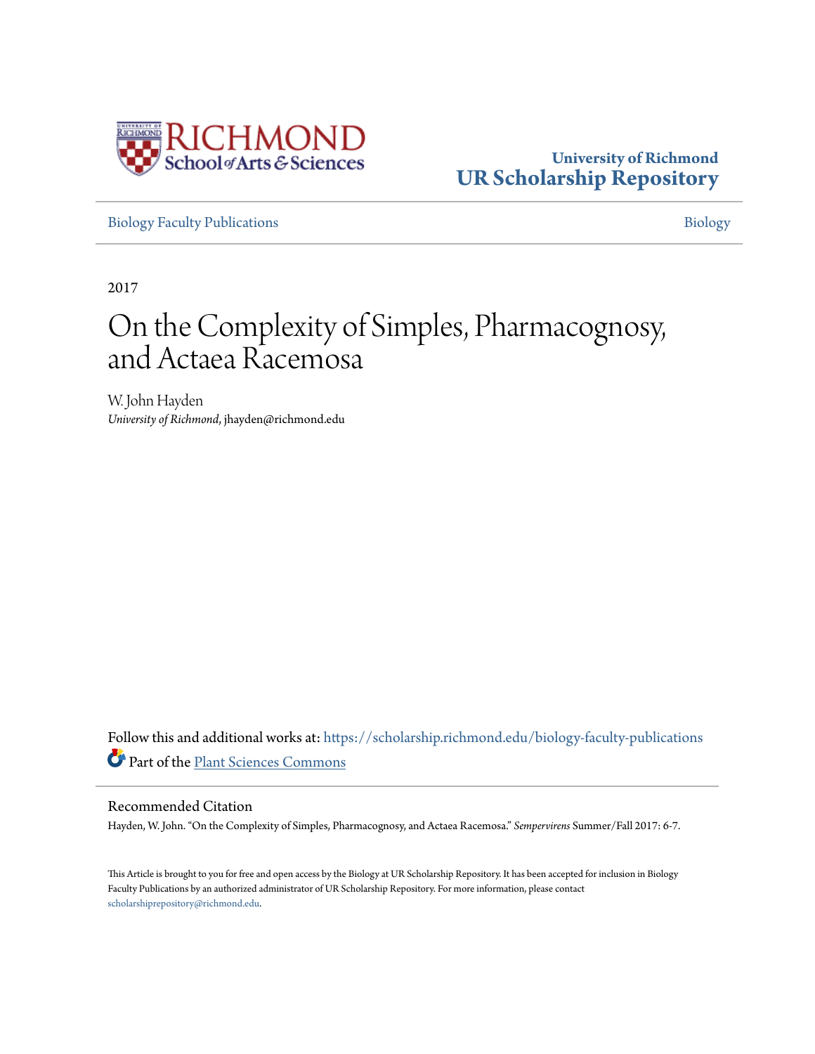University of Richmond
**UR Scholarship Repository**

Biology Faculty Publications | Biology

2017

# On the Complexity of Simples, Pharmacognosy, and Actaea Racemosa

W. John Hayden
*University of Richmond*, jhayden@richmond.edu

Follow this and additional works at: https://scholarship.richmond.edu/biology-faculty-publications

Part of the Plant Sciences Commons

## Recommended Citation

Hayden, W. John. "On the Complexity of Simples, Pharmacognosy, and Actaea Racemosa." *Sempervirens* Summer/Fall 2017: 6-7.

This Article is brought to you for free and open access by the Biology at UR Scholarship Repository. It has been accepted for inclusion in Biology Faculty Publications by an authorized administrator of UR Scholarship Repository. For more information, please contact scholarshiprepository@richmond.edu.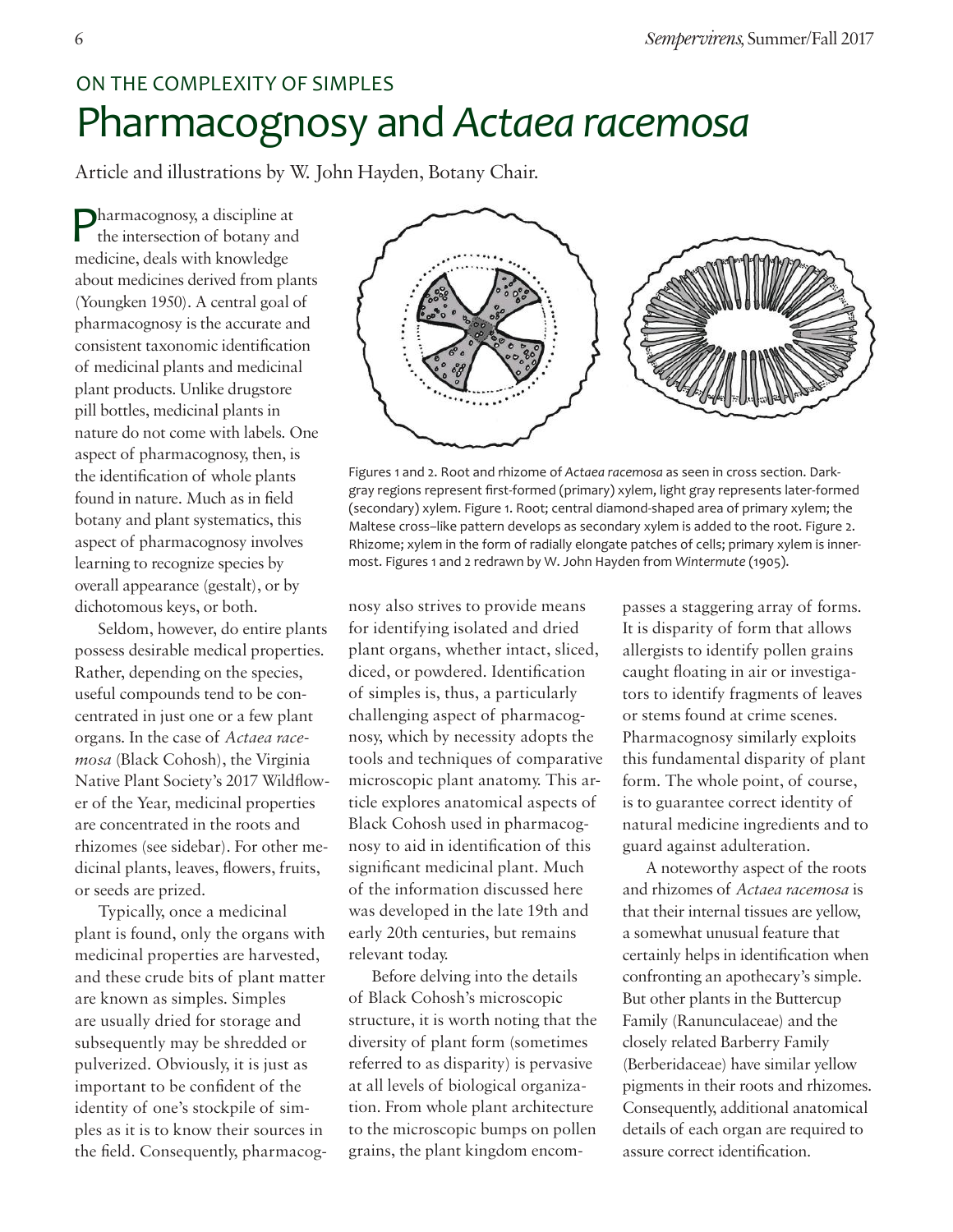## ON THE COMPLEXITY OF SIMPLES

# Pharmacognosy and *Actaea racemosa*

Article and illustrations by W. John Hayden, Botany Chair.

Pharmacognosy, a discipline at the intersection of botany and medicine, deals with knowledge about medicines derived from plants (Youngken 1950). A central goal of pharmacognosy is the accurate and consistent taxonomic identification of medicinal plants and medicinal plant products. Unlike drugstore pill bottles, medicinal plants in nature do not come with labels. One aspect of pharmacognosy, then, is the identification of whole plants found in nature. Much as in field botany and plant systematics, this aspect of pharmacognosy involves learning to recognize species by overall appearance (gestalt), or by dichotomous keys, or both.

Seldom, however, do entire plants possess desirable medical properties. Rather, depending on the species, useful compounds tend to be concentrated in just one or a few plant organs. In the case of *Actaea racemosa* (Black Cohosh), the Virginia Native Plant Society's 2017 Wildflower of the Year, medicinal properties are concentrated in the roots and rhizomes (see sidebar). For other medicinal plants, leaves, flowers, fruits, or seeds are prized.

Typically, once a medicinal plant is found, only the organs with medicinal properties are harvested, and these crude bits of plant matter are known as simples. Simples are usually dried for storage and subsequently may be shredded or pulverized. Obviously, it is just as important to be confident of the identity of one's stockpile of simples as it is to know their sources in the field. Consequently, pharmacognosy also strives to provide means for identifying isolated and dried plant organs, whether intact, sliced, diced, or powdered. Identification of simples is, thus, a particularly challenging aspect of pharmacognosy, which by necessity adopts the tools and techniques of comparative microscopic plant anatomy. This article explores anatomical aspects of Black Cohosh used in pharmacognosy to aid in identification of this significant medicinal plant. Much of the information discussed here was developed in the late 19th and early 20th centuries, but remains relevant today.

Figures 1 and 2. Root and rhizome of *Actaea racemosa* as seen in cross section. Dark-gray regions represent first-formed (primary) xylem, light gray represents later-formed (secondary) xylem. Figure 1. Root; central diamond-shaped area of primary xylem; the Maltese cross–like pattern develops as secondary xylem is added to the root. Figure 2. Rhizome; xylem in the form of radially elongate patches of cells; primary xylem is innermost. Figures 1 and 2 redrawn by W. John Hayden from *Wintermute* (1905).

Before delving into the details of Black Cohosh's microscopic structure, it is worth noting that the diversity of plant form (sometimes referred to as disparity) is pervasive at all levels of biological organization. From whole plant architecture to the microscopic bumps on pollen grains, the plant kingdom encompasses a staggering array of forms. It is disparity of form that allows allergists to identify pollen grains caught floating in air or investigators to identify fragments of leaves or stems found at crime scenes. Pharmacognosy similarly exploits this fundamental disparity of plant form. The whole point, of course, is to guarantee correct identity of natural medicine ingredients and to guard against adulteration.

A noteworthy aspect of the roots and rhizomes of *Actaea racemosa* is that their internal tissues are yellow, a somewhat unusual feature that certainly helps in identification when confronting an apothecary's simple. But other plants in the Buttercup Family (Ranunculaceae) and the closely related Barberry Family (Berberidaceae) have similar yellow pigments in their roots and rhizomes. Consequently, additional anatomical details of each organ are required to assure correct identification.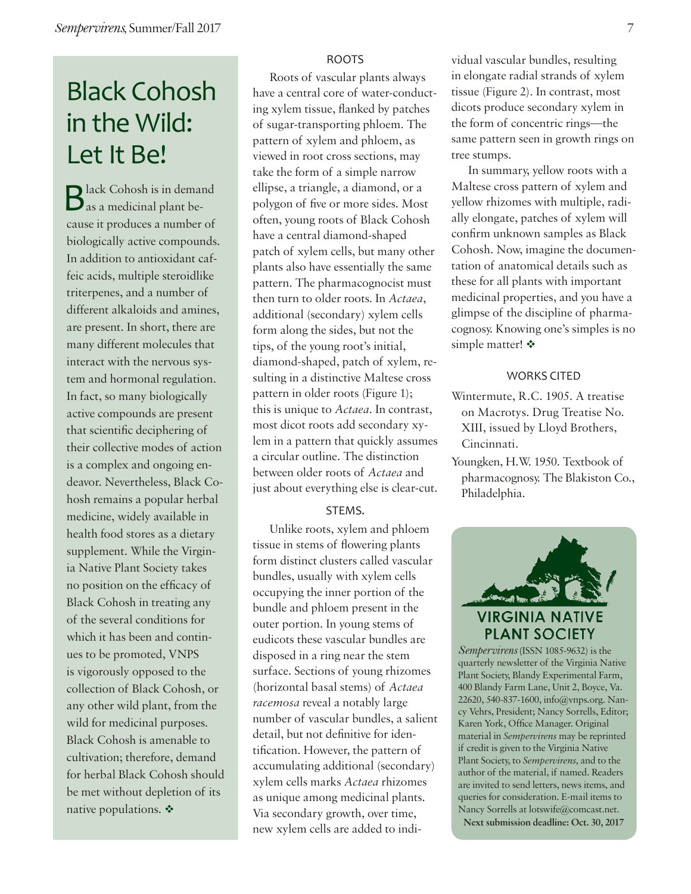# Black Cohosh in the Wild: Let It Be!

Black Cohosh is in demand as a medicinal plant because it produces a number of biologically active compounds. In addition to antioxidant caffeic acids, multiple steroidlike triterpenes, and a number of different alkaloids and amines, are present. In short, there are many different molecules that interact with the nervous system and hormonal regulation. In fact, so many biologically active compounds are present that scientific deciphering of their collective modes of action is a complex and ongoing endeavor. Nevertheless, Black Cohosh remains a popular herbal medicine, widely available in health food stores as a dietary supplement. While the Virginia Native Plant Society takes no position on the efficacy of Black Cohosh in treating any of the several conditions for which it has been and continues to be promoted, VNPS is vigorously opposed to the collection of Black Cohosh, or any other wild plant, from the wild for medicinal purposes. Black Cohosh is amenable to cultivation; therefore, demand for herbal Black Cohosh should be met without depletion of its native populations. ❖

## ROOTS

Roots of vascular plants always have a central core of water-conducting xylem tissue, flanked by patches of sugar-transporting phloem. The pattern of xylem and phloem, as viewed in root cross sections, may take the form of a simple narrow ellipse, a triangle, a diamond, or a polygon of five or more sides. Most often, young roots of Black Cohosh have a central diamond-shaped patch of xylem cells, but many other plants also have essentially the same pattern. The pharmacognocist must then turn to older roots. In *Actaea*, additional (secondary) xylem cells form along the sides, but not the tips, of the young root's initial, diamond-shaped, patch of xylem, resulting in a distinctive Maltese cross pattern in older roots (Figure 1); this is unique to *Actaea*. In contrast, most dicot roots add secondary xylem in a pattern that quickly assumes a circular outline. The distinction between older roots of *Actaea* and just about everything else is clear-cut.

## STEMS.

Unlike roots, xylem and phloem tissue in stems of flowering plants form distinct clusters called vascular bundles, usually with xylem cells occupying the inner portion of the bundle and phloem present in the outer portion. In young stems of eudicots these vascular bundles are disposed in a ring near the stem surface. Sections of young rhizomes (horizontal basal stems) of *Actaea racemosa* reveal a notably large number of vascular bundles, a salient detail, but not definitive for identification. However, the pattern of accumulating additional (secondary) xylem cells marks *Actaea* rhizomes as unique among medicinal plants. Via secondary growth, over time, new xylem cells are added to individual vascular bundles, resulting in elongate radial strands of xylem tissue (Figure 2). In contrast, most dicots produce secondary xylem in the form of concentric rings—the same pattern seen in growth rings on tree stumps.

In summary, yellow roots with a Maltese cross pattern of xylem and yellow rhizomes with multiple, radially elongate, patches of xylem will confirm unknown samples as Black Cohosh. Now, imagine the documentation of anatomical details such as these for all plants with important medicinal properties, and you have a glimpse of the discipline of pharmacognosy. Knowing one's simples is no simple matter! ❖

## WORKS CITED

Wintermute, R.C. 1905. A treatise on Macrotys. Drug Treatise No. XIII, issued by Lloyd Brothers, Cincinnati.

Youngken, H.W. 1950. Textbook of pharmacognosy. The Blakiston Co., Philadelphia.

**VIRGINIA NATIVE PLANT SOCIETY**

*Sempervirens* (ISSN 1085-9632) is the quarterly newsletter of the Virginia Native Plant Society, Blandy Experimental Farm, 400 Blandy Farm Lane, Unit 2, Boyce, Va. 22620, 540-837-1600, info@vnps.org. Nancy Vehrs, President; Nancy Sorrells, Editor; Karen York, Office Manager. Original material in *Sempervirens* may be reprinted if credit is given to the Virginia Native Plant Society, to *Sempervirens,* and to the author of the material, if named. Readers are invited to send letters, news items, and queries for consideration. E-mail items to Nancy Sorrells at lotswife@comcast.net.

**Next submission deadline: Oct. 30, 2017**